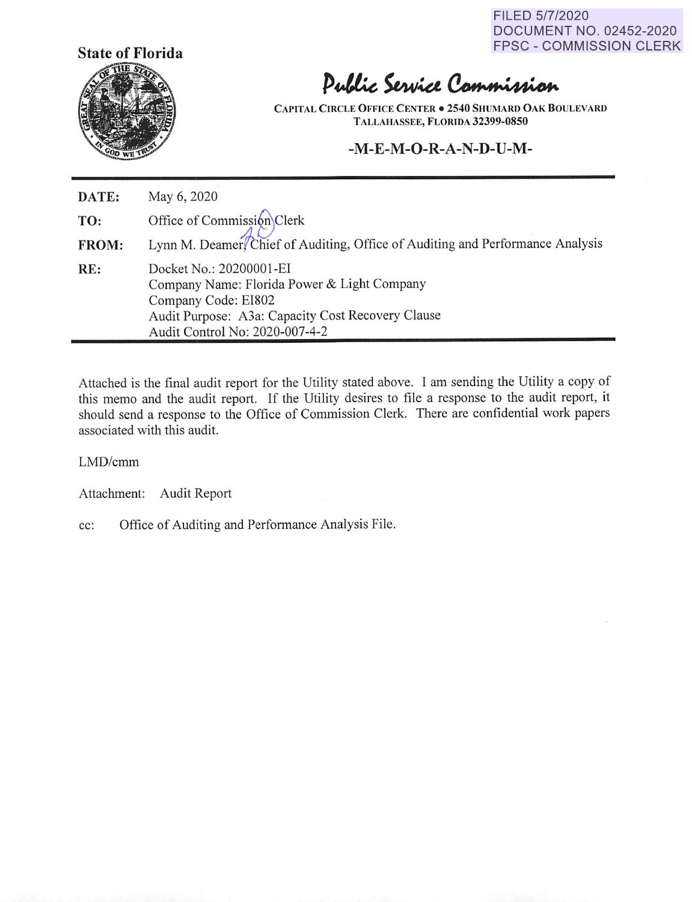FILED 5/7/2020
DOCUMENT NO. 02452-2020
FPSC - COMMISSION CLERK

**State of Florida**

# Public Service Commission

CAPITAL CIRCLE OFFICE CENTER • 2540 SHUMARD OAK BOULEVARD
TALLAHASSEE, FLORIDA 32399-0850

## -M-E-M-O-R-A-N-D-U-M-

| | |
|---|---|
| **DATE:** | May 6, 2020 |
| **TO:** | Office of Commission Clerk |
| **FROM:** | Lynn M. Deamer, Chief of Auditing, Office of Auditing and Performance Analysis |
| **RE:** | Docket No.: 20200001-EI<br>Company Name: Florida Power & Light Company<br>Company Code: EI802<br>Audit Purpose: A3a: Capacity Cost Recovery Clause<br>Audit Control No: 2020-007-4-2 |

Attached is the final audit report for the Utility stated above. I am sending the Utility a copy of this memo and the audit report. If the Utility desires to file a response to the audit report, it should send a response to the Office of Commission Clerk. There are confidential work papers associated with this audit.

LMD/cmm

Attachment: Audit Report

cc: Office of Auditing and Performance Analysis File.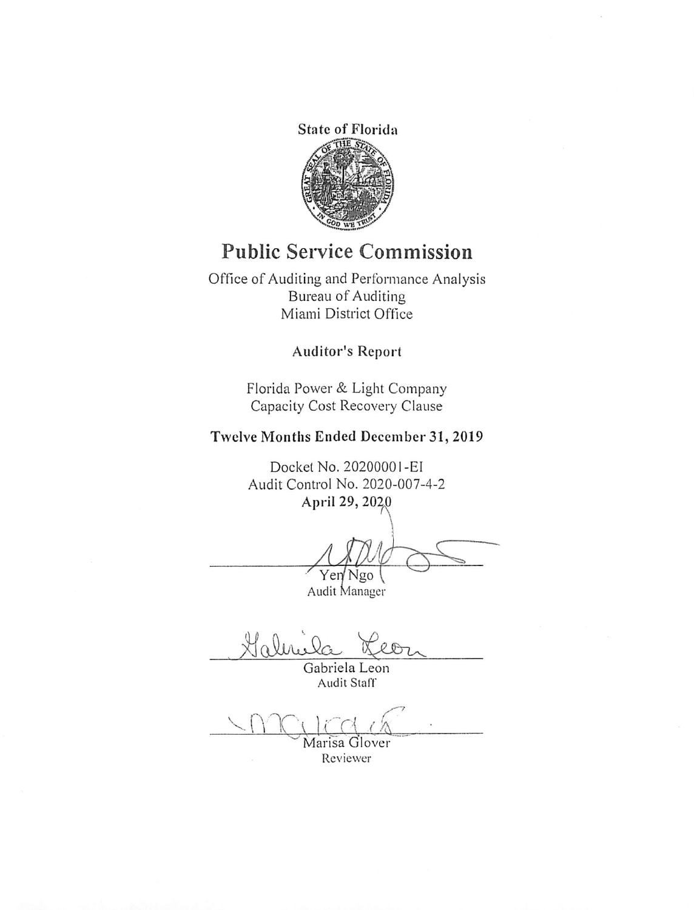State of Florida

# Public Service Commission

Office of Auditing and Performance Analysis
Bureau of Auditing
Miami District Office

## Auditor's Report

Florida Power & Light Company
Capacity Cost Recovery Clause

**Twelve Months Ended December 31, 2019**

Docket No. 20200001-EI
Audit Control No. 2020-007-4-2
**April 29, 2020**

Yen Ngo
Audit Manager

Gabriela Leon
Audit Staff

Marisa Glover
Reviewer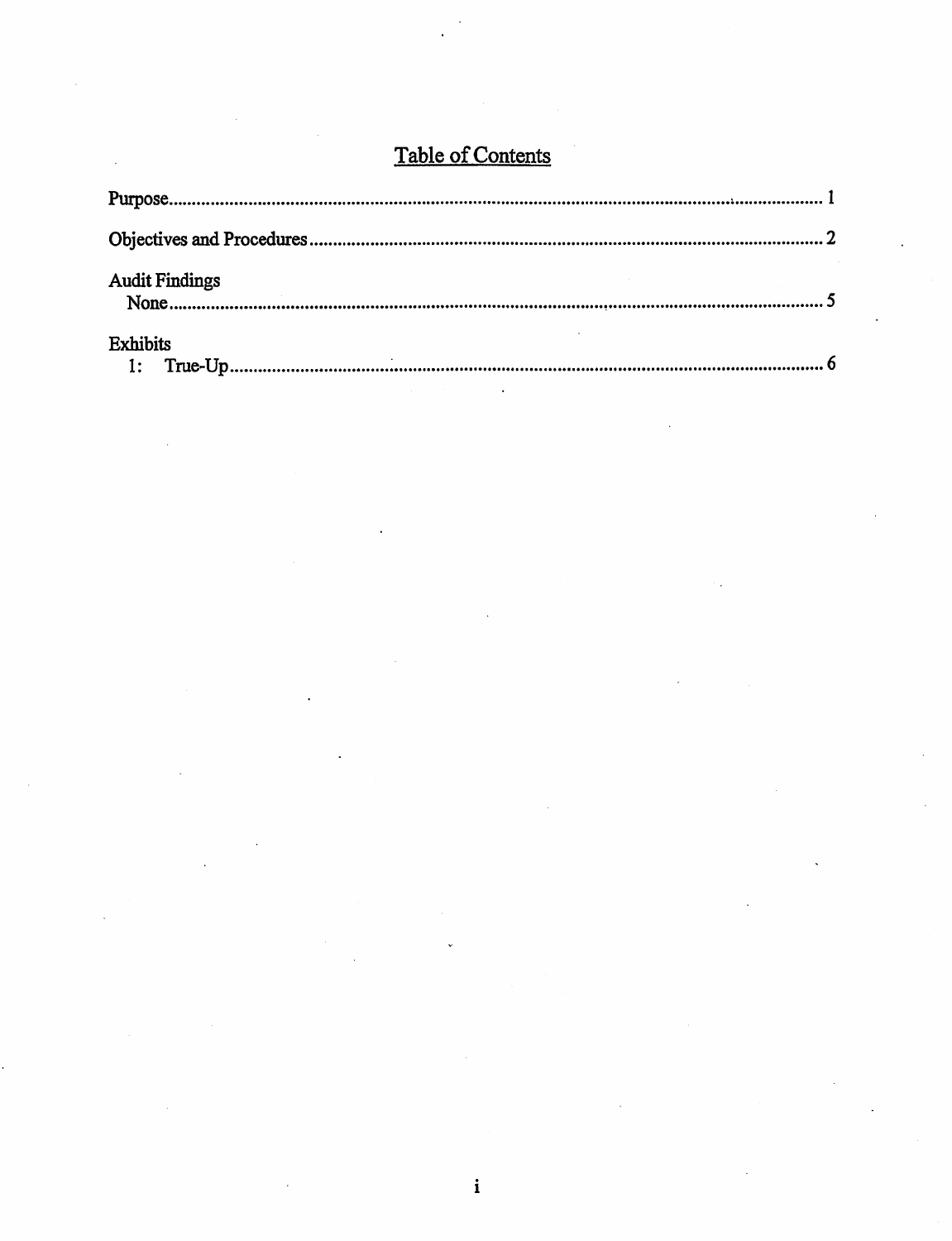# Table of Contents

Purpose........................................................................................................................ 1

Objectives and Procedures........................................................................................ 2

Audit Findings
- None........................................................................................................................ 5

Exhibits
- 1: True-Up................................................................................................................ 6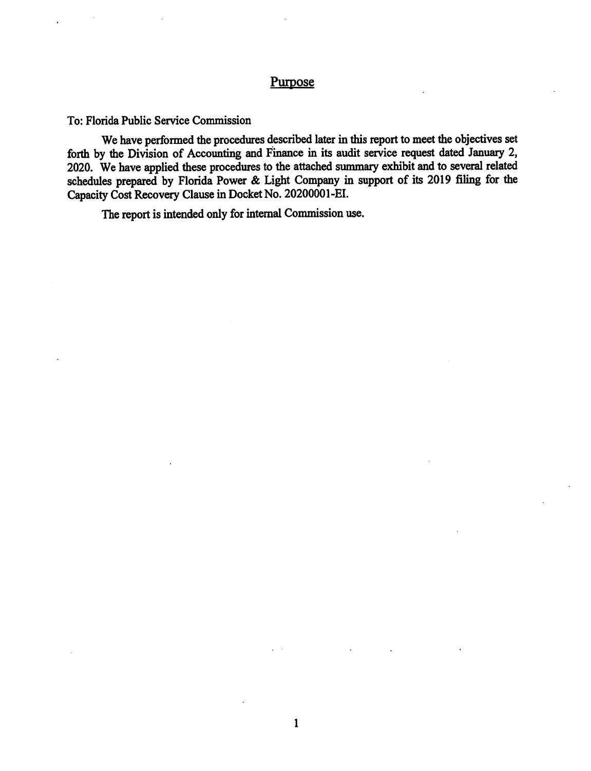# Purpose

To: Florida Public Service Commission

We have performed the procedures described later in this report to meet the objectives set forth by the Division of Accounting and Finance in its audit service request dated January 2, 2020. We have applied these procedures to the attached summary exhibit and to several related schedules prepared by Florida Power & Light Company in support of its 2019 filing for the Capacity Cost Recovery Clause in Docket No. 20200001-EI.

The report is intended only for internal Commission use.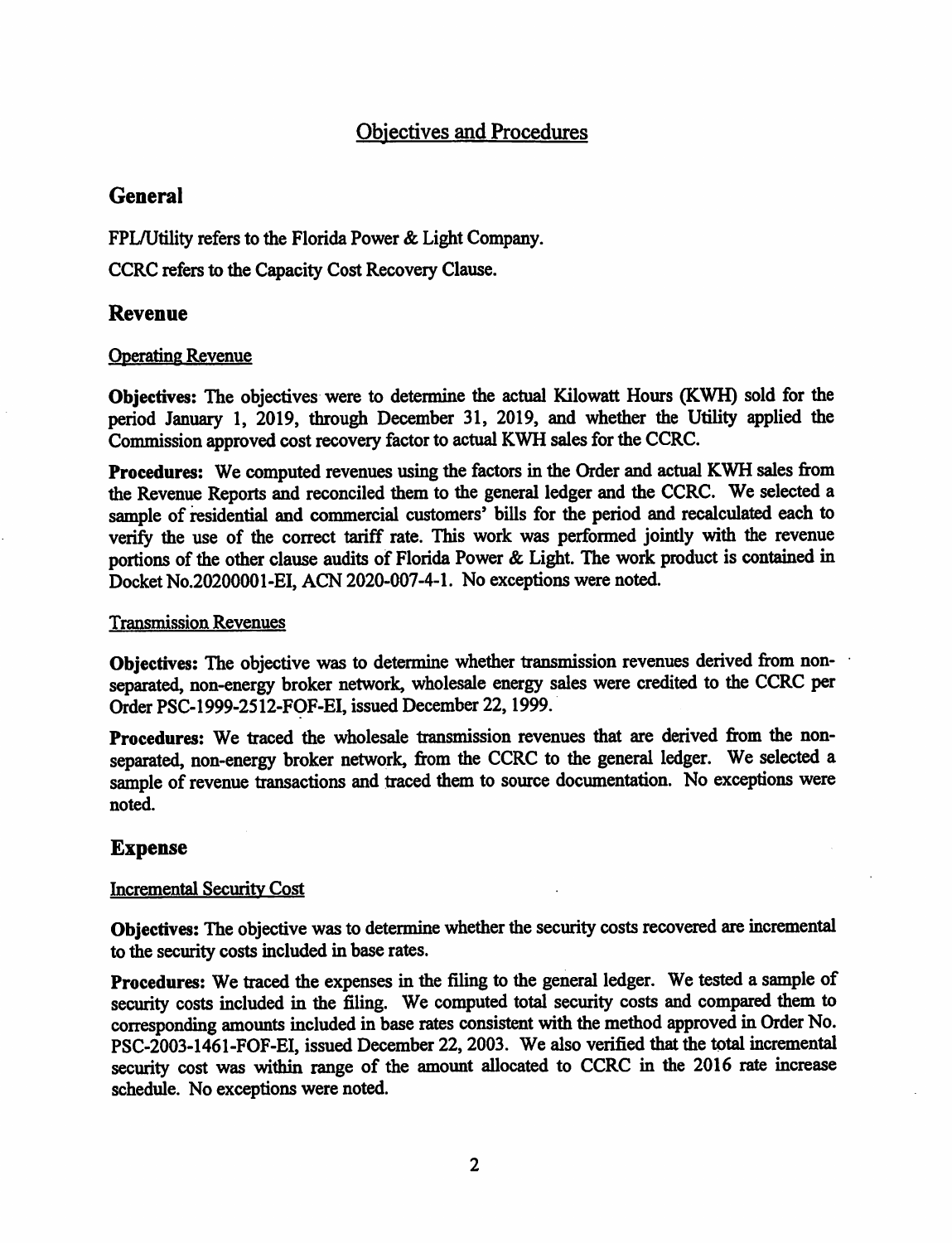# Objectives and Procedures

## General

FPL/Utility refers to the Florida Power & Light Company.

CCRC refers to the Capacity Cost Recovery Clause.

## Revenue

### Operating Revenue

**Objectives:** The objectives were to determine the actual Kilowatt Hours (KWH) sold for the period January 1, 2019, through December 31, 2019, and whether the Utility applied the Commission approved cost recovery factor to actual KWH sales for the CCRC.

**Procedures:** We computed revenues using the factors in the Order and actual KWH sales from the Revenue Reports and reconciled them to the general ledger and the CCRC. We selected a sample of residential and commercial customers' bills for the period and recalculated each to verify the use of the correct tariff rate. This work was performed jointly with the revenue portions of the other clause audits of Florida Power & Light. The work product is contained in Docket No.20200001-EI, ACN 2020-007-4-1. No exceptions were noted.

### Transmission Revenues

**Objectives:** The objective was to determine whether transmission revenues derived from non-separated, non-energy broker network, wholesale energy sales were credited to the CCRC per Order PSC-1999-2512-FOF-EI, issued December 22, 1999.

**Procedures:** We traced the wholesale transmission revenues that are derived from the non-separated, non-energy broker network, from the CCRC to the general ledger. We selected a sample of revenue transactions and traced them to source documentation. No exceptions were noted.

## Expense

### Incremental Security Cost

**Objectives:** The objective was to determine whether the security costs recovered are incremental to the security costs included in base rates.

**Procedures:** We traced the expenses in the filing to the general ledger. We tested a sample of security costs included in the filing. We computed total security costs and compared them to corresponding amounts included in base rates consistent with the method approved in Order No. PSC-2003-1461-FOF-EI, issued December 22, 2003. We also verified that the total incremental security cost was within range of the amount allocated to CCRC in the 2016 rate increase schedule. No exceptions were noted.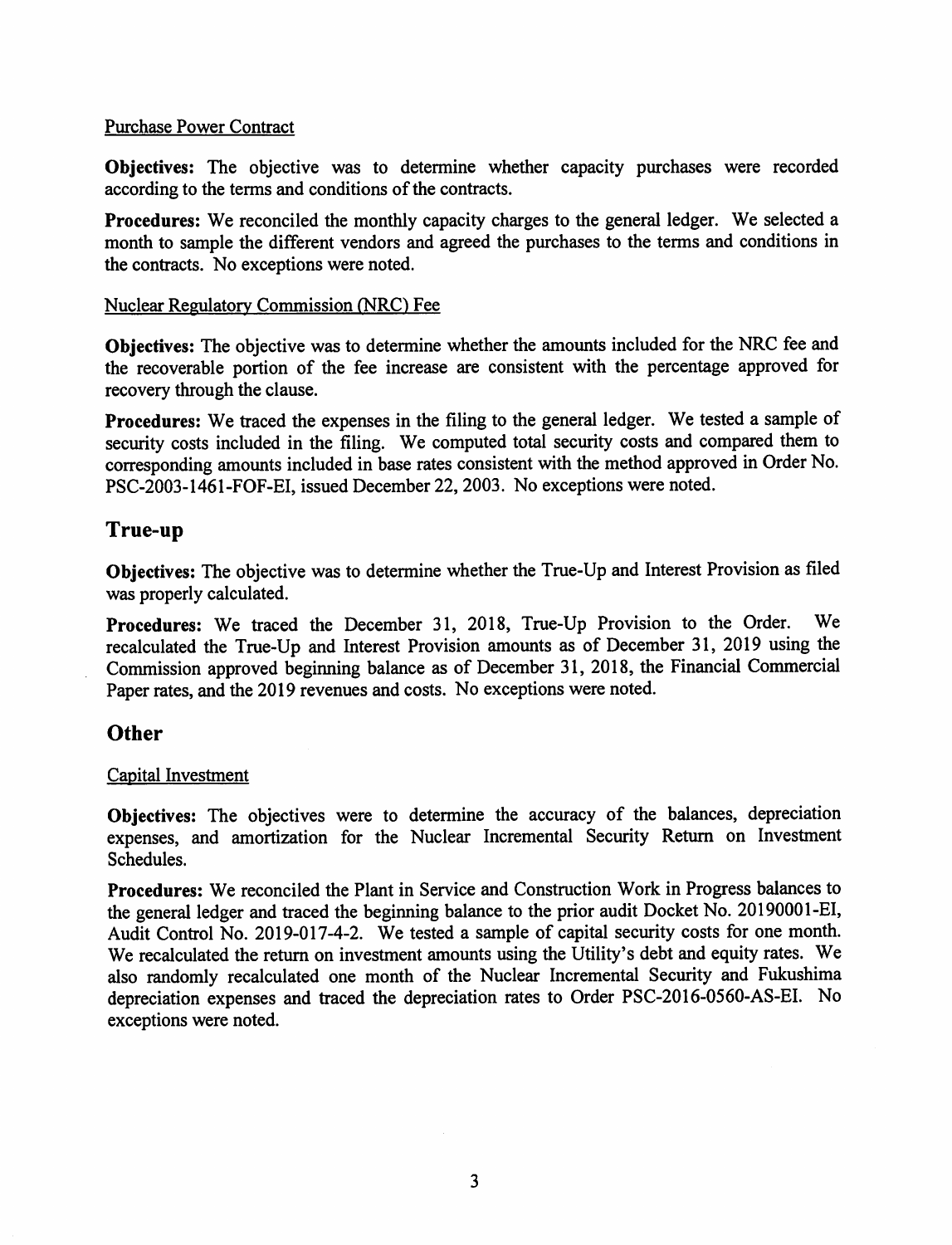Purchase Power Contract

**Objectives:** The objective was to determine whether capacity purchases were recorded according to the terms and conditions of the contracts.

**Procedures:** We reconciled the monthly capacity charges to the general ledger. We selected a month to sample the different vendors and agreed the purchases to the terms and conditions in the contracts. No exceptions were noted.

Nuclear Regulatory Commission (NRC) Fee

**Objectives:** The objective was to determine whether the amounts included for the NRC fee and the recoverable portion of the fee increase are consistent with the percentage approved for recovery through the clause.

**Procedures:** We traced the expenses in the filing to the general ledger. We tested a sample of security costs included in the filing. We computed total security costs and compared them to corresponding amounts included in base rates consistent with the method approved in Order No. PSC-2003-1461-FOF-EI, issued December 22, 2003. No exceptions were noted.

## True-up

**Objectives:** The objective was to determine whether the True-Up and Interest Provision as filed was properly calculated.

**Procedures:** We traced the December 31, 2018, True-Up Provision to the Order. We recalculated the True-Up and Interest Provision amounts as of December 31, 2019 using the Commission approved beginning balance as of December 31, 2018, the Financial Commercial Paper rates, and the 2019 revenues and costs. No exceptions were noted.

## Other

Capital Investment

**Objectives:** The objectives were to determine the accuracy of the balances, depreciation expenses, and amortization for the Nuclear Incremental Security Return on Investment Schedules.

**Procedures:** We reconciled the Plant in Service and Construction Work in Progress balances to the general ledger and traced the beginning balance to the prior audit Docket No. 20190001-EI, Audit Control No. 2019-017-4-2. We tested a sample of capital security costs for one month. We recalculated the return on investment amounts using the Utility's debt and equity rates. We also randomly recalculated one month of the Nuclear Incremental Security and Fukushima depreciation expenses and traced the depreciation rates to Order PSC-2016-0560-AS-EI. No exceptions were noted.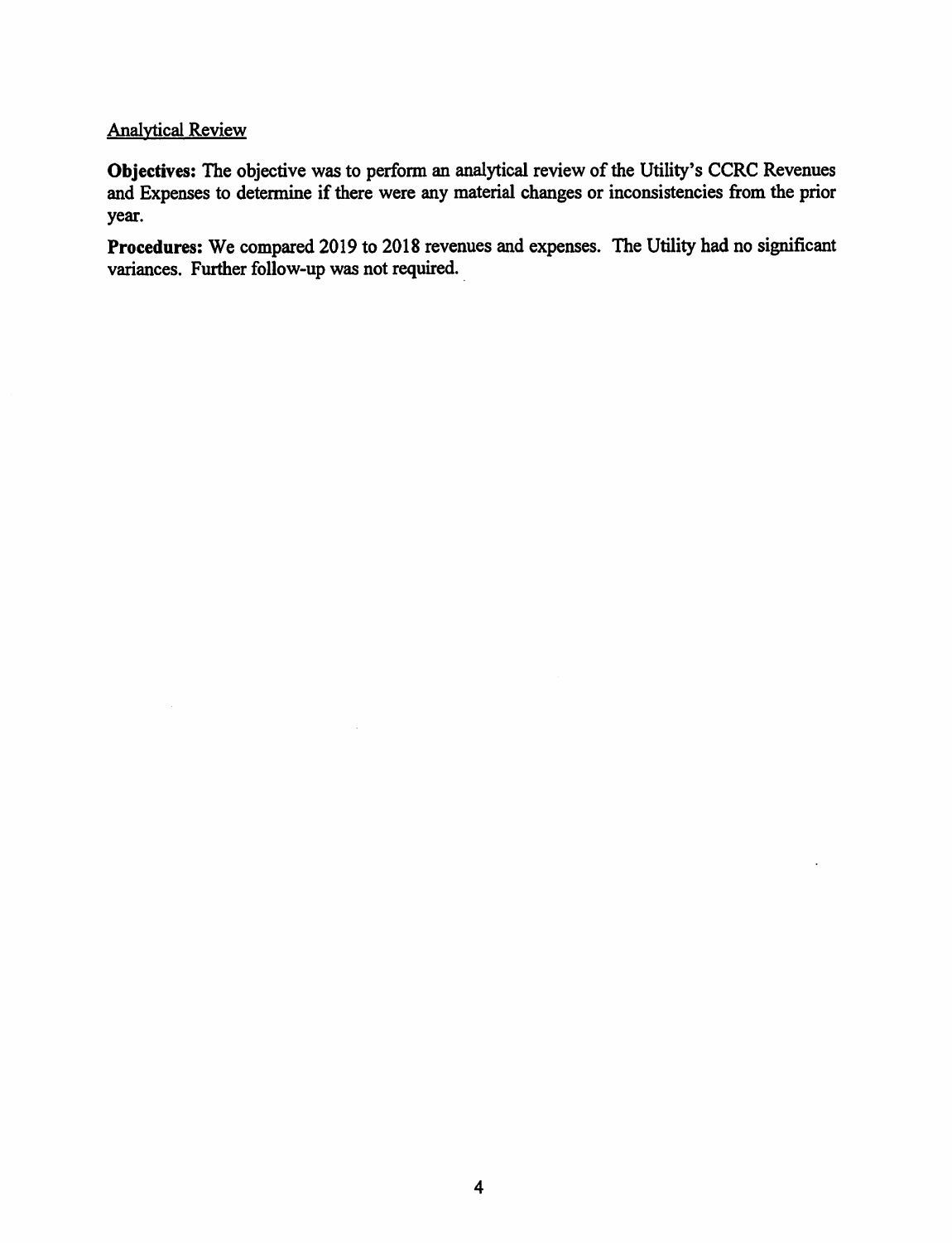## Analytical Review

**Objectives:** The objective was to perform an analytical review of the Utility's CCRC Revenues and Expenses to determine if there were any material changes or inconsistencies from the prior year.

**Procedures:** We compared 2019 to 2018 revenues and expenses. The Utility had no significant variances. Further follow-up was not required.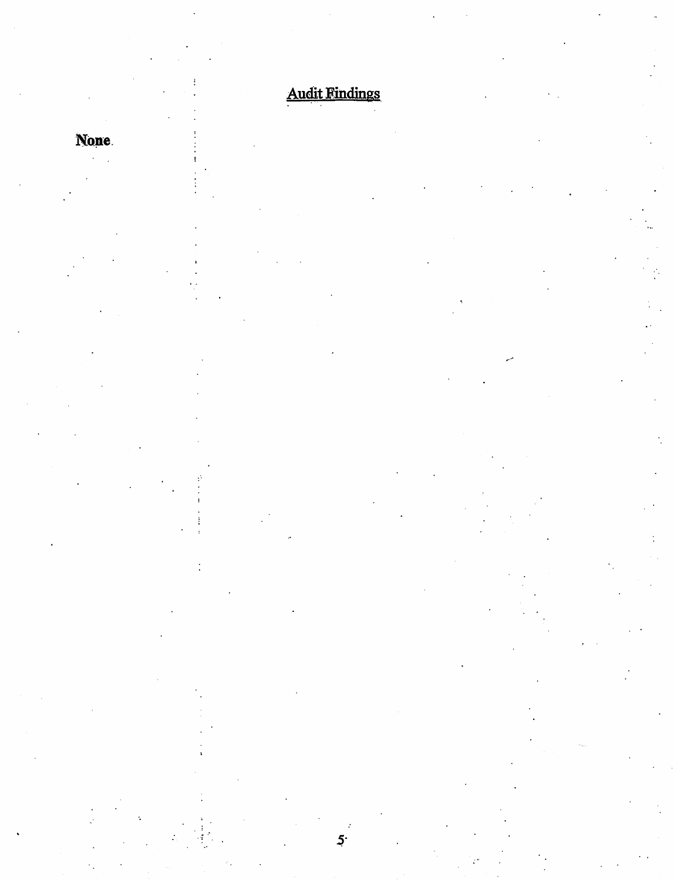## Audit Findings

**None**.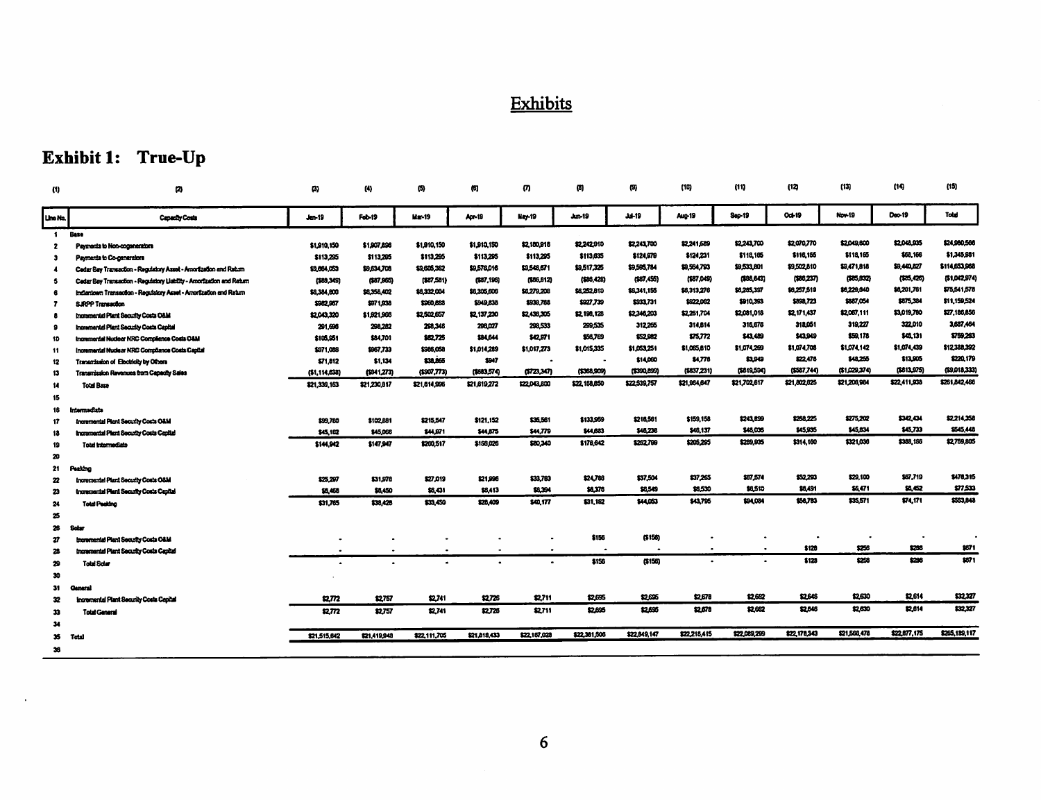# Exhibits

## Exhibit 1: True-Up

| (1) | (2) | (3) | (4) | (5) | (6) | (7) | (8) | (9) | (10) | (11) | (12) | (13) | (14) | (15) |
|---|---|---|---|---|---|---|---|---|---|---|---|---|---|---|
| Line No. | Capacity Costs | Jan-19 | Feb-19 | Mar-19 | Apr-19 | May-19 | Jun-19 | Jul-19 | Aug-19 | Sep-19 | Oct-19 | Nov-19 | Dec-19 | Total |
| 1 | Base | | | | | | | | | | | | | |
| 2 | Payments to Non-cogenerators | $1,910,150 | $1,907,896 | $1,910,150 | $1,910,150 | $2,180,918 | $2,242,910 | $2,243,700 | $2,241,689 | $2,243,700 | $2,070,770 | $2,049,800 | $2,048,935 | $24,960,566 |
| 3 | Payments to Co-generators | $113,295 | $113,295 | $113,295 | $113,295 | $113,295 | $113,635 | $124,979 | $124,231 | $116,165 | $116,165 | $116,165 | $68,166 | $1,345,981 |
| 4 | Cedar Bay Transaction - Regulatory Asset - Amortization and Return | $9,664,053 | $9,634,708 | $9,605,362 | $9,576,016 | $9,546,671 | $9,517,325 | $9,595,784 | $9,564,793 | $9,533,801 | $9,502,810 | $9,471,818 | $9,440,827 | $114,653,968 |
| 5 | Cedar Bay Transaction - Regulatory Liability - Amortization and Return | ($88,349) | ($87,965) | ($87,581) | ($87,196) | ($86,812) | ($86,428) | ($87,455) | ($87,049) | ($86,643) | ($86,237) | ($85,832) | ($85,426) | ($1,042,974) |
| 6 | Indiantown Transaction - Regulatory Asset - Amortization and Return | $6,384,800 | $6,358,402 | $6,332,004 | $6,305,606 | $6,279,208 | $6,252,810 | $6,341,155 | $6,313,276 | $6,285,397 | $6,257,519 | $6,229,640 | $6,201,761 | $75,541,578 |
| 7 | SJRPP Transaction | $982,067 | $971,938 | $960,683 | $949,838 | $938,788 | $927,739 | $933,731 | $922,002 | $910,393 | $898,723 | $887,054 | $875,384 | $11,159,524 |
| 8 | Incremental Plant Security Costs O&M | $2,043,320 | $1,921,966 | $2,502,657 | $2,137,230 | $2,436,305 | $2,196,128 | $2,346,203 | $2,251,704 | $2,081,018 | $2,171,437 | $2,067,111 | $3,019,780 | $27,186,856 |
| 9 | Incremental Plant Security Costs Capital | 291,698 | 298,282 | 298,346 | 298,027 | 298,533 | 299,535 | 312,265 | 314,614 | 316,676 | 318,051 | 319,227 | 322,010 | 3,687,464 |
| 10 | Incremental Nuclear NRC Compliance Costs O&M | $105,951 | $84,701 | $82,725 | $84,644 | $42,971 | $58,769 | $52,982 | $75,772 | $43,489 | $43,949 | $59,178 | $48,131 | $759,263 |
| 11 | Incremental Nuclear NRC Compliance Costs Capital | $971,086 | $967,733 | $986,058 | $1,014,289 | $1,017,273 | $1,015,335 | $1,053,251 | $1,065,610 | $1,074,269 | $1,074,708 | $1,074,142 | $1,074,439 | $12,338,392 |
| 12 | Transmission of Electricity by Others | $71,812 | $1,134 | $38,865 | $947 | - | - | $14,060 | $4,778 | $3,949 | $22,476 | $48,255 | $13,905 | $220,179 |
| 13 | Transmission Revenues from Capacity Sales | ($1,114,638) | ($941,273) | ($907,773) | ($683,574) | ($723,347) | ($358,909) | ($390,899) | ($837,231) | ($819,594) | ($587,744) | ($1,029,374) | ($613,975) | ($9,018,333) |
| 14 | Total Base | $21,336,163 | $21,230,817 | $21,814,996 | $21,619,272 | $22,043,600 | $22,168,850 | $22,539,757 | $21,964,647 | $21,702,617 | $21,802,625 | $21,206,984 | $22,411,938 | $261,842,466 |
| 15 | | | | | | | | | | | | | | |
| 16 | Intermediate | | | | | | | | | | | | | |
| 17 | Incremental Plant Security Costs O&M | $99,780 | $102,881 | $215,547 | $121,152 | $35,561 | $133,959 | $216,561 | $159,158 | $243,899 | $268,225 | $275,202 | $342,434 | $2,214,358 |
| 18 | Incremental Plant Security Costs Capital | $45,162 | $45,066 | $44,971 | $44,875 | $44,779 | $44,683 | $46,238 | $46,137 | $46,036 | $45,935 | $45,834 | $45,733 | $545,448 |
| 19 | Total Intermediate | $144,942 | $147,947 | $260,517 | $166,026 | $80,340 | $178,642 | $262,799 | $205,295 | $289,935 | $314,160 | $321,036 | $388,166 | $2,759,805 |
| 20 | | | | | | | | | | | | | | |
| 21 | Peaking | | | | | | | | | | | | | |
| 22 | Incremental Plant Security Costs O&M | $25,297 | $31,978 | $27,019 | $21,996 | $33,783 | $24,786 | $37,504 | $37,265 | $87,574 | $52,293 | $29,100 | $67,719 | $476,315 |
| 23 | Incremental Plant Security Costs Capital | $6,468 | $6,450 | $6,431 | $6,413 | $6,394 | $6,376 | $6,549 | $6,530 | $6,510 | $6,491 | $6,471 | $6,452 | $77,533 |
| 24 | Total Peaking | $31,765 | $38,428 | $33,450 | $28,409 | $40,177 | $31,162 | $44,053 | $43,795 | $94,084 | $58,783 | $35,571 | $74,171 | $553,848 |
| 25 | | | | | | | | | | | | | | |
| 26 | Solar | | | | | | | | | | | | | |
| 27 | Incremental Plant Security Costs O&M | - | - | - | - | - | $156 | ($156) | - | - | - | - | - | - |
| 28 | Incremental Plant Security Costs Capital | - | - | - | - | - | - | - | - | - | $128 | $256 | $286 | $671 |
| 29 | Total Solar | - | - | - | - | - | $156 | ($156) | - | - | $128 | $256 | $286 | $671 |
| 30 | | | | | | | | | | | | | | |
| 31 | General | | | | | | | | | | | | | |
| 32 | Incremental Plant Security Costs Capital | $2,772 | $2,757 | $2,741 | $2,726 | $2,711 | $2,695 | $2,695 | $2,678 | $2,662 | $2,646 | $2,630 | $2,614 | $32,327 |
| 33 | Total General | $2,772 | $2,757 | $2,741 | $2,726 | $2,711 | $2,695 | $2,695 | $2,678 | $2,662 | $2,646 | $2,630 | $2,614 | $32,327 |
| 34 | | | | | | | | | | | | | | |
| 35 | Total | $21,515,642 | $21,419,948 | $22,111,705 | $21,816,433 | $22,167,028 | $22,381,506 | $22,849,147 | $22,216,415 | $22,089,299 | $22,178,343 | $21,566,478 | $22,877,175 | $265,189,117 |
| 36 | | | | | | | | | | | | | | |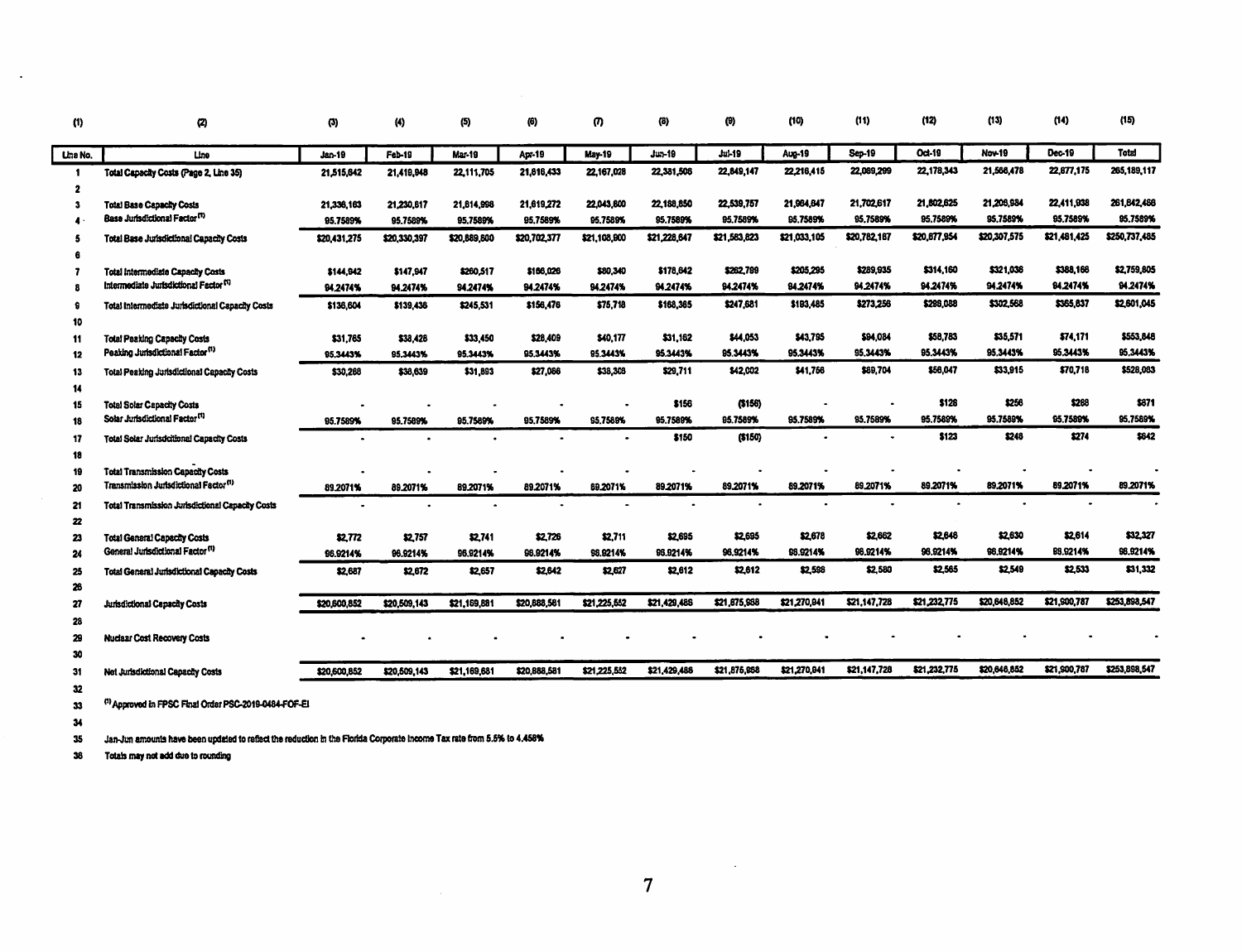| (1) | (2) | (3) | (4) | (5) | (6) | (7) | (8) | (9) | (10) | (11) | (12) | (13) | (14) | (15) |
|---|---|---|---|---|---|---|---|---|---|---|---|---|---|---|
| Line No. | Line | Jan-19 | Feb-19 | Mar-19 | Apr-19 | May-19 | Jun-19 | Jul-19 | Aug-19 | Sep-19 | Oct-19 | Nov-19 | Dec-19 | Total |
| 1 | Total Capacity Costs (Page 2, Line 35) | 21,515,842 | 21,419,948 | 22,111,705 | 21,816,433 | 22,167,028 | 22,381,506 | 22,849,147 | 22,216,415 | 22,089,299 | 22,178,343 | 21,566,478 | 22,877,175 | 265,189,117 |
| 2 | | | | | | | | | | | | | | |
| 3 | Total Base Capacity Costs | 21,336,163 | 21,230,617 | 21,814,998 | 21,619,272 | 22,043,800 | 22,188,850 | 22,539,757 | 21,964,847 | 21,702,617 | 21,802,625 | 21,206,984 | 22,411,938 | 261,842,468 |
| 4 | Base Jurisdictional Factor [1] | 95.7589% | 95.7589% | 95.7589% | 95.7589% | 95.7589% | 95.7589% | 95.7589% | 95.7589% | 95.7589% | 95.7589% | 95.7589% | 95.7589% | 95.7589% |
| 5 | Total Base Jurisdictional Capacity Costs | $20,431,275 | $20,330,397 | $20,889,800 | $20,702,377 | $21,108,900 | $21,228,647 | $21,583,823 | $21,033,105 | $20,782,167 | $20,877,954 | $20,307,575 | $21,461,425 | $250,737,485 |
| 6 | | | | | | | | | | | | | | |
| 7 | Total Intermediate Capacity Costs | $144,942 | $147,947 | $260,517 | $166,026 | $80,340 | $178,642 | $262,799 | $205,295 | $289,935 | $314,160 | $321,036 | $388,166 | $2,759,805 |
| 8 | Intermediate Jurisdictional Factor [1] | 94.2474% | 94.2474% | 94.2474% | 94.2474% | 94.2474% | 94.2474% | 94.2474% | 94.2474% | 94.2474% | 94.2474% | 94.2474% | 94.2474% | 94.2474% |
| 9 | Total Intermediate Jurisdictional Capacity Costs | $136,604 | $139,436 | $245,531 | $156,476 | $75,718 | $168,365 | $247,681 | $193,485 | $273,256 | $296,088 | $302,568 | $365,837 | $2,601,045 |
| 10 | | | | | | | | | | | | | | |
| 11 | Total Peaking Capacity Costs | $31,765 | $38,426 | $33,450 | $28,409 | $40,177 | $31,162 | $44,053 | $43,795 | $94,084 | $58,783 | $35,571 | $74,171 | $553,848 |
| 12 | Peaking Jurisdictional Factor [1] | 95.3443% | 95.3443% | 95.3443% | 95.3443% | 95.3443% | 95.3443% | 95.3443% | 95.3443% | 95.3443% | 95.3443% | 95.3443% | 95.3443% | 95.3443% |
| 13 | Total Peaking Jurisdictional Capacity Costs | $30,286 | $36,639 | $31,893 | $27,086 | $38,306 | $29,711 | $42,002 | $41,756 | $89,704 | $56,047 | $33,915 | $70,718 | $528,063 |
| 14 | | | | | | | | | | | | | | |
| 15 | Total Solar Capacity Costs | - | - | - | - | - | $156 | ($156) | - | - | $128 | $256 | $286 | $671 |
| 16 | Solar Jurisdictional Factor [1] | 95.7589% | 95.7589% | 95.7589% | 95.7589% | 95.7589% | 95.7589% | 95.7589% | 95.7589% | 95.7589% | 95.7589% | 95.7589% | 95.7589% | 95.7589% |
| 17 | Total Solar Jurisdictional Capacity Costs | - | - | - | - | - | $150 | ($150) | - | - | $123 | $246 | $274 | $642 |
| 18 | | | | | | | | | | | | | | |
| 19 | Total Transmission Capacity Costs | - | - | - | - | - | - | - | - | - | - | - | - | - |
| 20 | Transmission Jurisdictional Factor [1] | 89.2071% | 89.2071% | 89.2071% | 89.2071% | 89.2071% | 89.2071% | 89.2071% | 89.2071% | 89.2071% | 89.2071% | 89.2071% | 89.2071% | 89.2071% |
| 21 | Total Transmission Jurisdictional Capacity Costs | - | - | - | - | - | - | - | - | - | - | - | - | - |
| 22 | | | | | | | | | | | | | | |
| 23 | Total General Capacity Costs | $2,772 | $2,757 | $2,741 | $2,726 | $2,711 | $2,695 | $2,695 | $2,678 | $2,662 | $2,646 | $2,630 | $2,614 | $32,327 |
| 24 | General Jurisdictional Factor [1] | 96.9214% | 96.9214% | 96.9214% | 96.9214% | 96.9214% | 96.9214% | 96.9214% | 96.9214% | 96.9214% | 96.9214% | 96.9214% | 96.9214% | 96.9214% |
| 25 | Total General Jurisdictional Capacity Costs | $2,687 | $2,672 | $2,657 | $2,642 | $2,627 | $2,612 | $2,612 | $2,596 | $2,580 | $2,565 | $2,549 | $2,533 | $31,332 |
| 26 | | | | | | | | | | | | | | |
| 27 | Jurisdictional Capacity Costs | $20,600,852 | $20,509,143 | $21,169,881 | $20,888,581 | $21,225,552 | $21,429,486 | $21,875,968 | $21,270,941 | $21,147,728 | $21,232,775 | $20,646,852 | $21,900,787 | $253,898,547 |
| 28 | | | | | | | | | | | | | | |
| 29 | Nuclear Cost Recovery Costs | - | - | - | - | - | - | - | - | - | - | - | - | - |
| 30 | | | | | | | | | | | | | | |
| 31 | Net Jurisdictional Capacity Costs | $20,600,852 | $20,509,143 | $21,169,881 | $20,888,581 | $21,225,552 | $21,429,486 | $21,875,968 | $21,270,941 | $21,147,728 | $21,232,775 | $20,646,852 | $21,900,787 | $253,898,547 |
| 32 | | | | | | | | | | | | | | |
| 33 | [1] Approved in FPSC Final Order PSC-2019-0484-FOF-EI | | | | | | | | | | | | | |
| 34 | | | | | | | | | | | | | | |
| 35 | Jan-Jun amounts have been updated to reflect the reduction in the Florida Corporate Income Tax rate from 5.5% to 4.458% | | | | | | | | | | | | | |
| 36 | Totals may not add due to rounding | | | | | | | | | | | | | |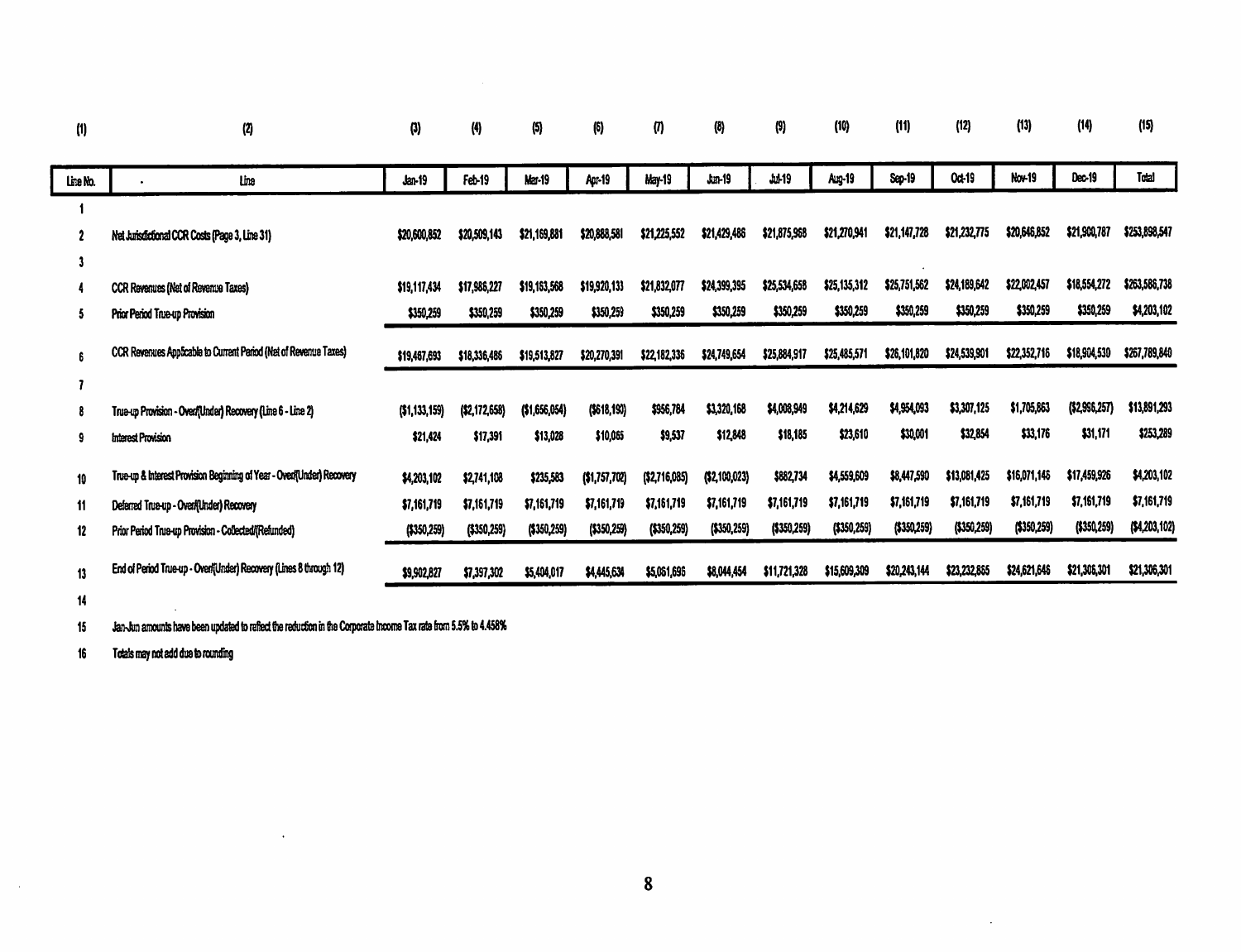| (1) | (2) | (3) | (4) | (5) | (6) | (7) | (8) | (9) | (10) | (11) | (12) | (13) | (14) | (15) |
|---|---|---|---|---|---|---|---|---|---|---|---|---|---|---|
| Line No. | Line | Jan-19 | Feb-19 | Mar-19 | Apr-19 | May-19 | Jun-19 | Jul-19 | Aug-19 | Sep-19 | Oct-19 | Nov-19 | Dec-19 | Total |
| 1 | | | | | | | | | | | | | | |
| 2 | Net Jurisdictional CCR Costs (Page 3, Line 31) | $20,600,852 | $20,509,143 | $21,169,881 | $20,888,581 | $21,225,552 | $21,429,486 | $21,875,968 | $21,270,941 | $21,147,728 | $21,232,775 | $20,646,852 | $21,900,787 | $253,898,547 |
| 3 | | | | | | | | | | | | | | |
| 4 | CCR Revenues (Net of Revenue Taxes) | $19,117,434 | $17,986,227 | $19,163,568 | $19,920,131 | $21,832,077 | $24,399,395 | $25,534,658 | $25,135,312 | $25,751,562 | $24,189,642 | $22,002,457 | $18,554,272 | $263,586,738 |
| 5 | Prior Period True-up Provision | $350,259 | $350,259 | $350,259 | $350,259 | $350,259 | $350,259 | $350,259 | $350,259 | $350,259 | $350,259 | $350,259 | $350,259 | $4,203,102 |
| 6 | CCR Revenues Applicable to Current Period (Net of Revenue Taxes) | $19,467,693 | $18,336,486 | $19,513,827 | $20,270,391 | $22,182,336 | $24,749,654 | $25,884,917 | $25,485,571 | $26,101,820 | $24,539,901 | $22,352,716 | $18,904,530 | $267,789,840 |
| 7 | | | | | | | | | | | | | | |
| 8 | True-up Provision - Over/(Under) Recovery (Line 6 - Line 2) | ($1,133,159) | ($2,172,658) | ($1,656,054) | ($618,190) | $956,784 | $3,320,168 | $4,008,949 | $4,214,629 | $4,954,093 | $3,307,125 | $1,705,863 | ($2,996,257) | $13,891,293 |
| 9 | Interest Provision | $21,424 | $17,391 | $13,028 | $10,065 | $9,537 | $12,848 | $18,185 | $23,610 | $30,001 | $32,854 | $33,176 | $31,171 | $253,289 |
| 10 | True-up & Interest Provision Beginning of Year - Over/(Under) Recovery | $4,203,102 | $2,741,108 | $235,583 | ($1,757,702) | ($2,716,085) | ($2,100,023) | $882,734 | $4,559,609 | $8,447,590 | $13,081,425 | $16,071,146 | $17,459,926 | $4,203,102 |
| 11 | Deferred True-up - Over/(Under) Recovery | $7,161,719 | $7,161,719 | $7,161,719 | $7,161,719 | $7,161,719 | $7,161,719 | $7,161,719 | $7,161,719 | $7,161,719 | $7,161,719 | $7,161,719 | $7,161,719 | $7,161,719 |
| 12 | Prior Period True-up Provision - Collected/(Refunded) | ($350,259) | ($350,259) | ($350,259) | ($350,259) | ($350,259) | ($350,259) | ($350,259) | ($350,259) | ($350,259) | ($350,259) | ($350,259) | ($350,259) | ($4,203,102) |
| 13 | End of Period True-up - Over/(Under) Recovery (Lines 8 through 12) | $9,902,827 | $7,397,302 | $5,404,017 | $4,445,634 | $5,061,696 | $8,044,454 | $11,721,328 | $15,609,309 | $20,243,144 | $23,232,865 | $24,621,646 | $21,306,301 | $21,306,301 |
| 14 | | | | | | | | | | | | | | |
| 15 | Jan-Jun amounts have been updated to reflect the reduction in the Corporate Income Tax rate from 5.5% to 4.458% | | | | | | | | | | | | | |
| 16 | Totals may not add due to rounding | | | | | | | | | | | | | |